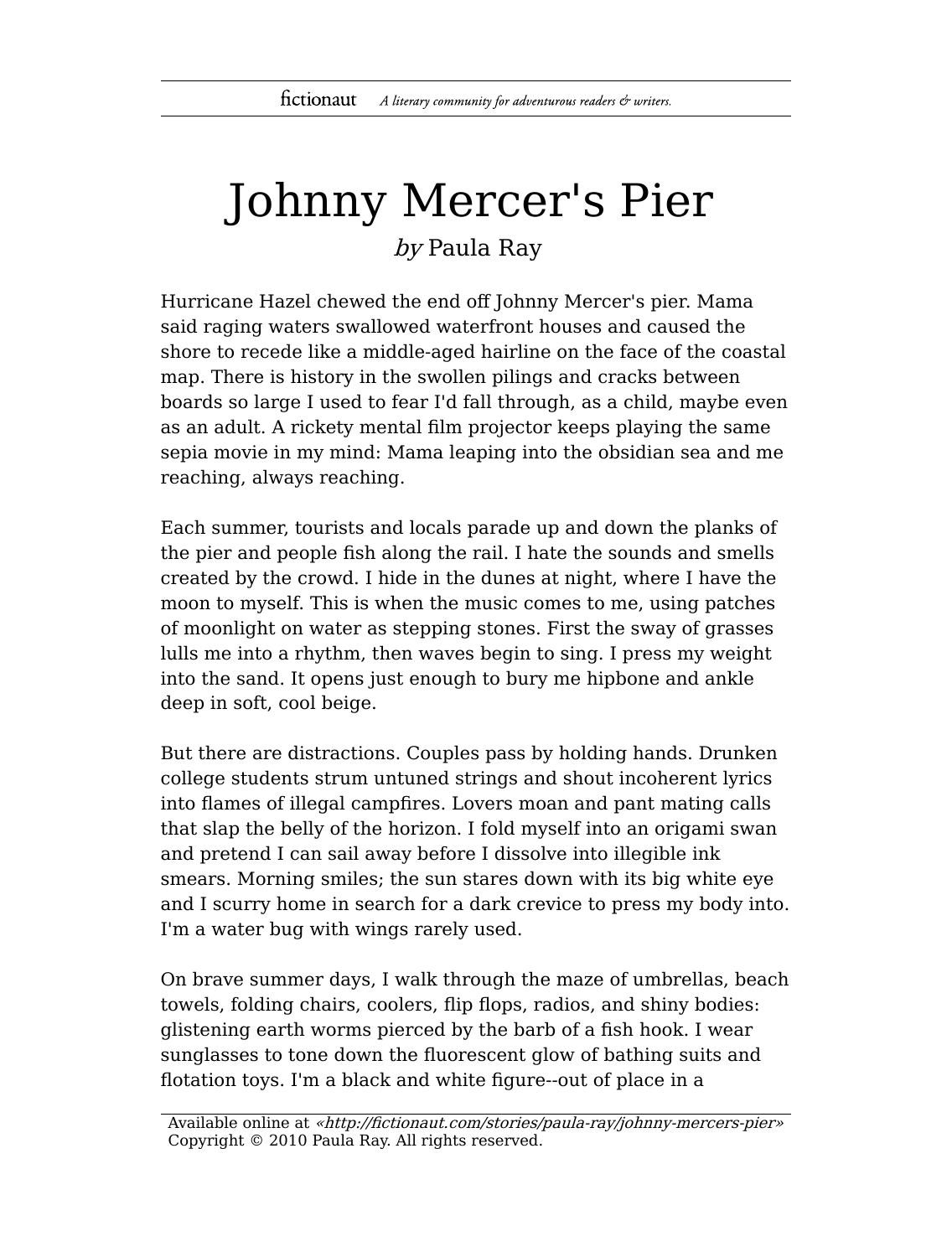# Johnny Mercer's Pier

*by* Paula Ray

Hurricane Hazel chewed the end off Johnny Mercer's pier. Mama said raging waters swallowed waterfront houses and caused the shore to recede like a middle-aged hairline on the face of the coastal map. There is history in the swollen pilings and cracks between boards so large I used to fear I'd fall through, as a child, maybe even as an adult. A rickety mental film projector keeps playing the same sepia movie in my mind: Mama leaping into the obsidian sea and me reaching, always reaching.

Each summer, tourists and locals parade up and down the planks of the pier and people fish along the rail. I hate the sounds and smells created by the crowd. I hide in the dunes at night, where I have the moon to myself. This is when the music comes to me, using patches of moonlight on water as stepping stones. First the sway of grasses lulls me into a rhythm, then waves begin to sing. I press my weight into the sand. It opens just enough to bury me hipbone and ankle deep in soft, cool beige.

But there are distractions. Couples pass by holding hands. Drunken college students strum untuned strings and shout incoherent lyrics into flames of illegal campfires. Lovers moan and pant mating calls that slap the belly of the horizon. I fold myself into an origami swan and pretend I can sail away before I dissolve into illegible ink smears. Morning smiles; the sun stares down with its big white eye and I scurry home in search for a dark crevice to press my body into. I'm a water bug with wings rarely used.

On brave summer days, I walk through the maze of umbrellas, beach towels, folding chairs, coolers, flip flops, radios, and shiny bodies: glistening earth worms pierced by the barb of a fish hook. I wear sunglasses to tone down the fluorescent glow of bathing suits and flotation toys. I'm a black and white figure--out of place in a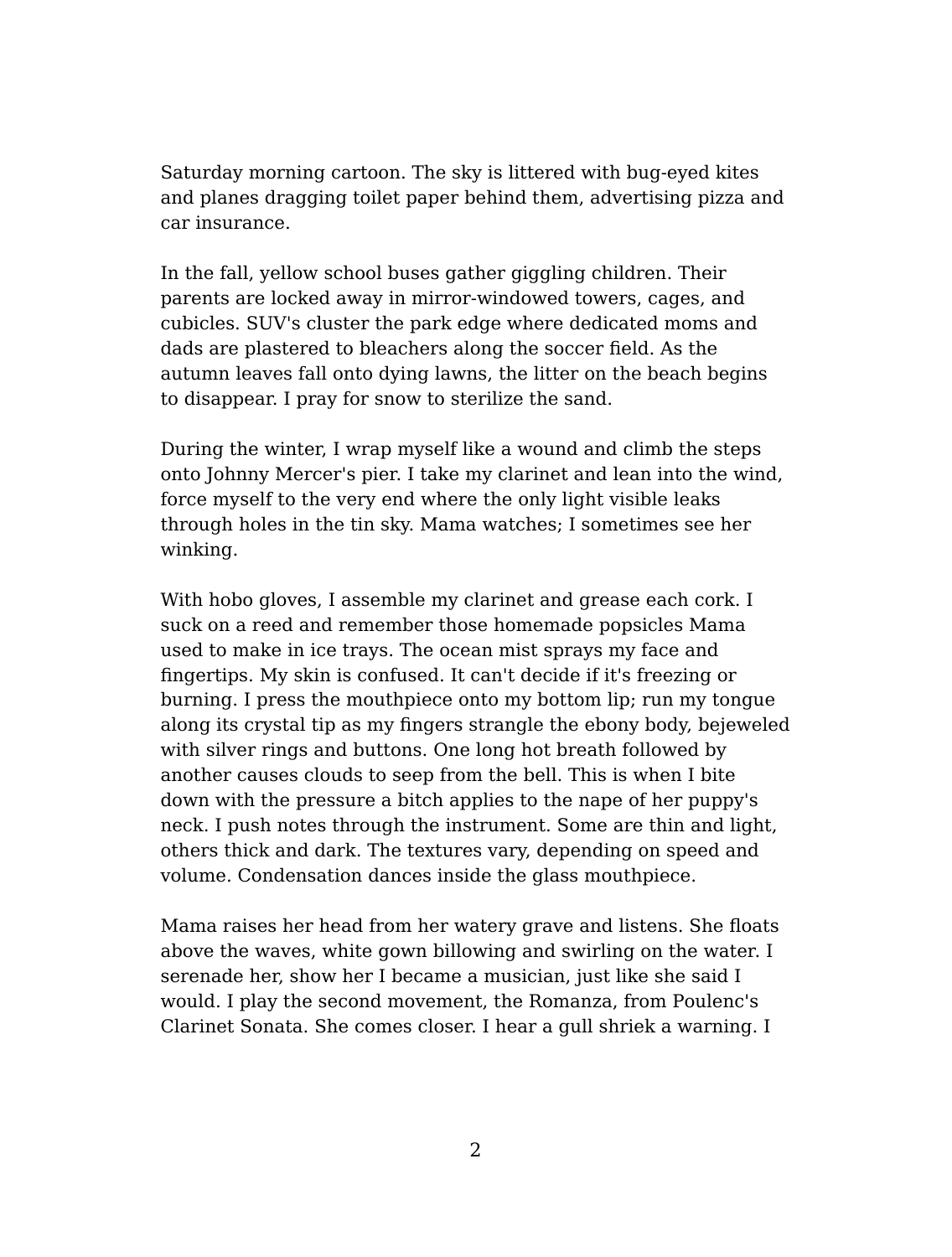Saturday morning cartoon. The sky is littered with bug-eyed kites and planes dragging toilet paper behind them, advertising pizza and car insurance.

In the fall, yellow school buses gather giggling children. Their parents are locked away in mirror-windowed towers, cages, and cubicles. SUV's cluster the park edge where dedicated moms and dads are plastered to bleachers along the soccer field. As the autumn leaves fall onto dying lawns, the litter on the beach begins to disappear. I pray for snow to sterilize the sand.

During the winter, I wrap myself like a wound and climb the steps onto Johnny Mercer's pier. I take my clarinet and lean into the wind, force myself to the very end where the only light visible leaks through holes in the tin sky. Mama watches; I sometimes see her winking.

With hobo gloves, I assemble my clarinet and grease each cork. I suck on a reed and remember those homemade popsicles Mama used to make in ice trays. The ocean mist sprays my face and fingertips. My skin is confused. It can't decide if it's freezing or burning. I press the mouthpiece onto my bottom lip; run my tongue along its crystal tip as my fingers strangle the ebony body, bejeweled with silver rings and buttons. One long hot breath followed by another causes clouds to seep from the bell. This is when I bite down with the pressure a bitch applies to the nape of her puppy's neck. I push notes through the instrument. Some are thin and light, others thick and dark. The textures vary, depending on speed and volume. Condensation dances inside the glass mouthpiece.

Mama raises her head from her watery grave and listens. She floats above the waves, white gown billowing and swirling on the water. I serenade her, show her I became a musician, just like she said I would. I play the second movement, the Romanza, from Poulenc's Clarinet Sonata. She comes closer. I hear a gull shriek a warning. I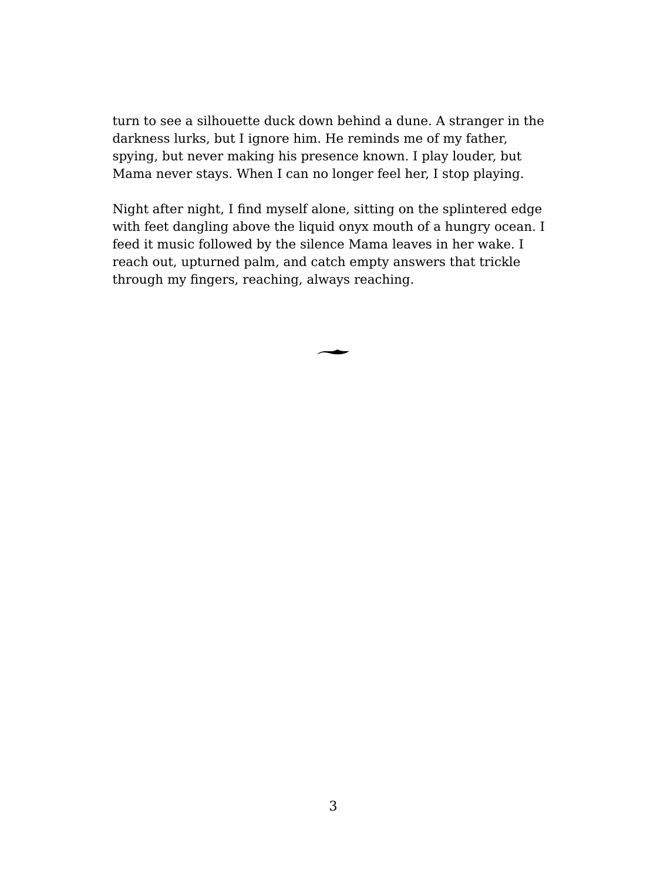turn to see a silhouette duck down behind a dune. A stranger in the darkness lurks, but I ignore him. He reminds me of my father, spying, but never making his presence known. I play louder, but Mama never stays. When I can no longer feel her, I stop playing.

Night after night, I find myself alone, sitting on the splintered edge with feet dangling above the liquid onyx mouth of a hungry ocean. I feed it music followed by the silence Mama leaves in her wake. I reach out, upturned palm, and catch empty answers that trickle through my fingers, reaching, always reaching.